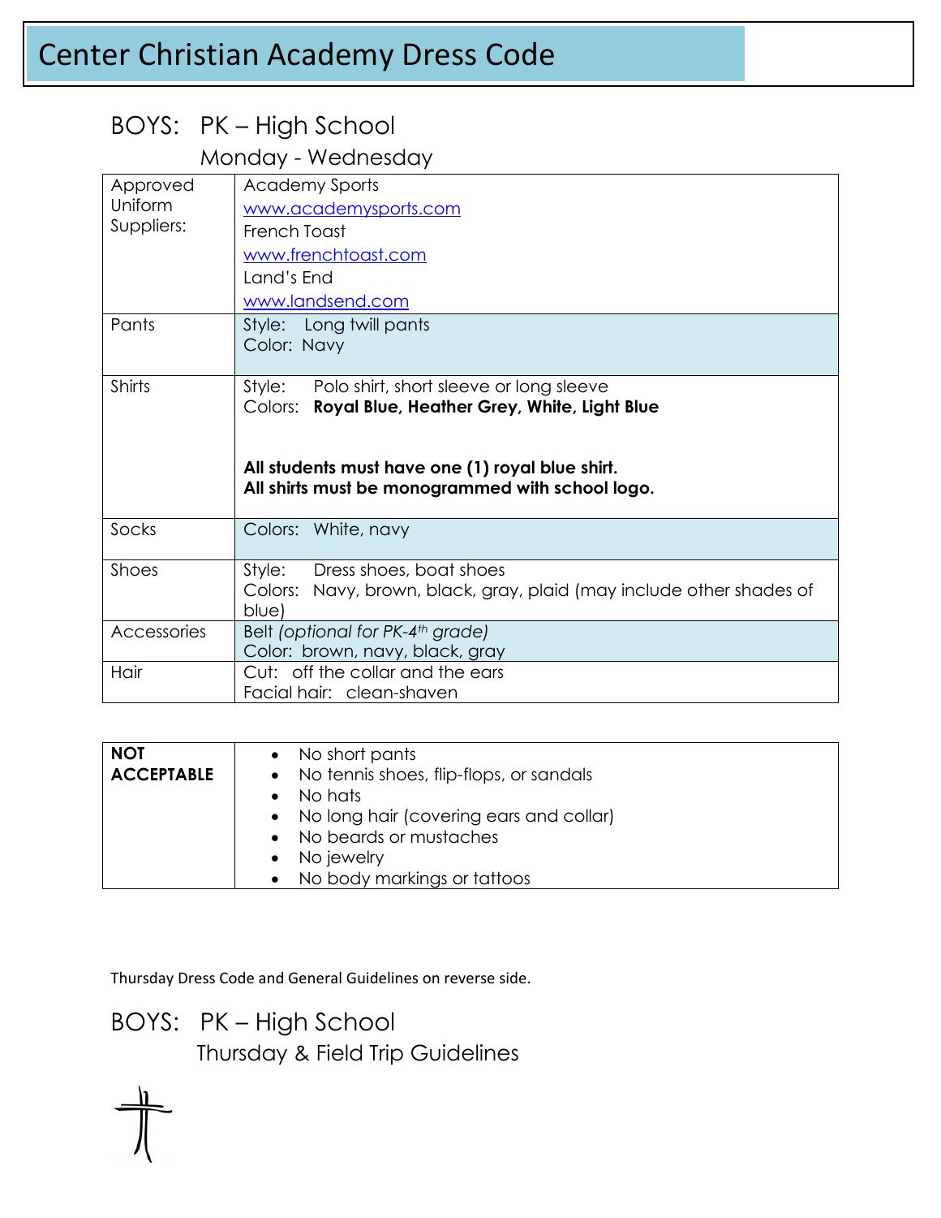# Center Christian Academy Dress Code

## BOYS: PK – High School

### Monday - Wednesday

| | |
|---|---|
| Approved Uniform Suppliers: | Academy Sports<br>www.academysports.com<br>French Toast<br>www.frenchtoast.com<br>Land's End<br>www.landsend.com |
| Pants | Style: Long twill pants<br>Color: Navy |
| Shirts | Style: Polo shirt, short sleeve or long sleeve<br>Colors: **Royal Blue, Heather Grey, White, Light Blue**<br><br>**All students must have one (1) royal blue shirt.**<br>**All shirts must be monogrammed with school logo.** |
| Socks | Colors: White, navy |
| Shoes | Style: Dress shoes, boat shoes<br>Colors: Navy, brown, black, gray, plaid (may include other shades of blue) |
| Accessories | Belt *(optional for PK-4th grade)*<br>Color: brown, navy, black, gray |
| Hair | Cut: off the collar and the ears<br>Facial hair: clean-shaven |

| **NOT ACCEPTABLE** | |
|---|---|
| | • No short pants<br>• No tennis shoes, flip-flops, or sandals<br>• No hats<br>• No long hair (covering ears and collar)<br>• No beards or mustaches<br>• No jewelry<br>• No body markings or tattoos |

Thursday Dress Code and General Guidelines on reverse side.

## BOYS: PK – High School

### Thursday & Field Trip Guidelines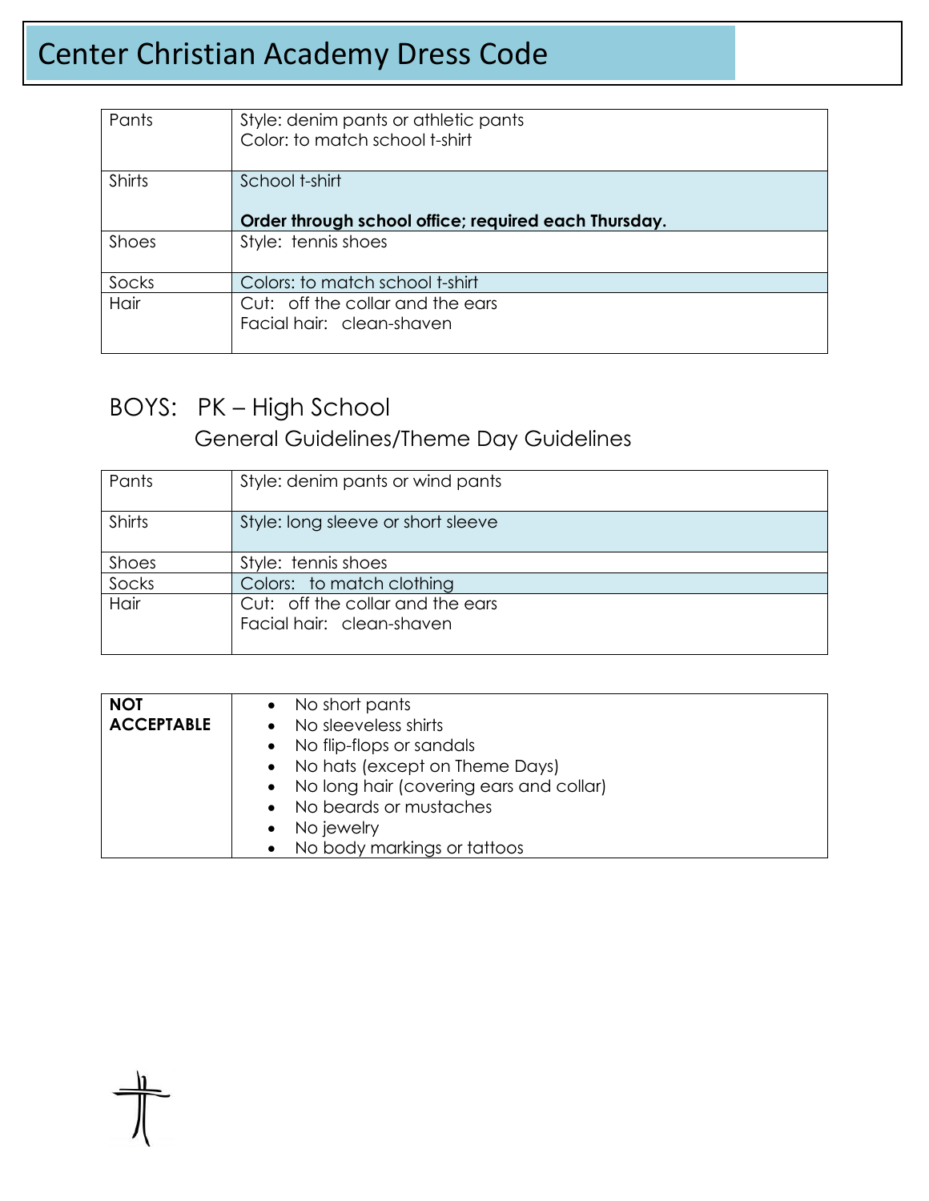# Center Christian Academy Dress Code

| | |
|---|---|
| Pants | Style: denim pants or athletic pants<br>Color: to match school t-shirt |
| Shirts | School t-shirt<br><br>**Order through school office; required each Thursday.** |
| Shoes | Style: tennis shoes |
| Socks | Colors: to match school t-shirt |
| Hair | Cut: off the collar and the ears<br>Facial hair: clean-shaven |

## BOYS: PK – High School

### General Guidelines/Theme Day Guidelines

| | |
|---|---|
| Pants | Style: denim pants or wind pants |
| Shirts | Style: long sleeve or short sleeve |
| Shoes | Style: tennis shoes |
| Socks | Colors: to match clothing |
| Hair | Cut: off the collar and the ears<br>Facial hair: clean-shaven |

| | |
|---|---|
| **NOT ACCEPTABLE** | • No short pants<br>• No sleeveless shirts<br>• No flip-flops or sandals<br>• No hats (except on Theme Days)<br>• No long hair (covering ears and collar)<br>• No beards or mustaches<br>• No jewelry<br>• No body markings or tattoos |